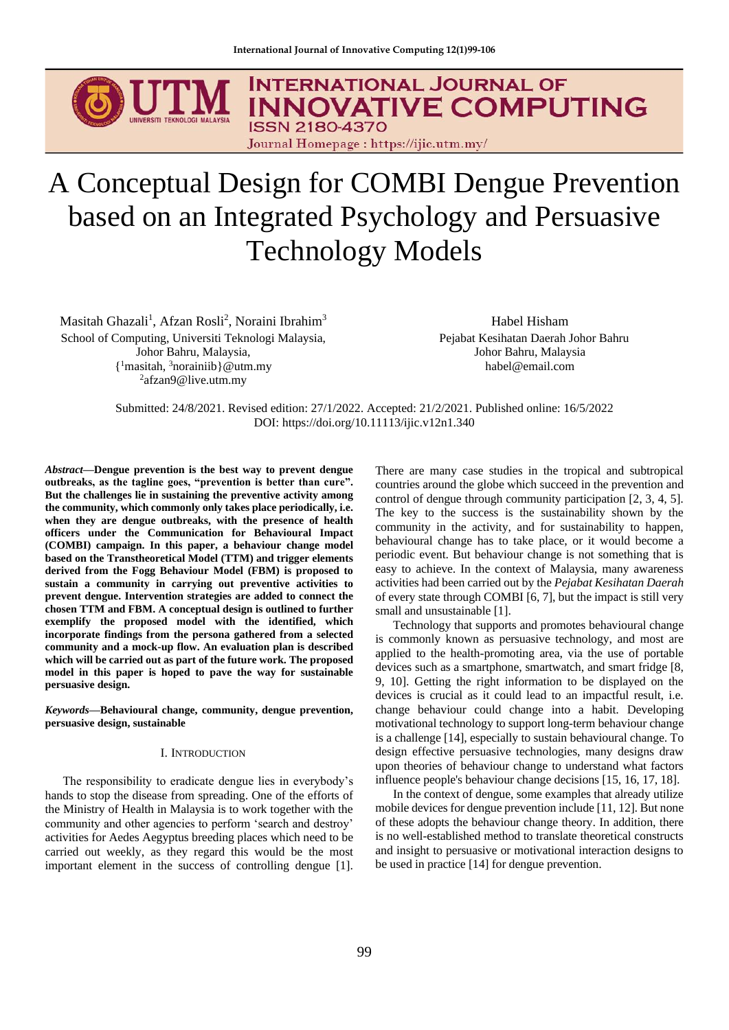# A Conceptual Design for COMBI Dengue Prevention based on an Integrated Psychology and Persuasive Technology Models

Masitah Ghazali[1], Afzan Rosli[2], Noraini Ibrahim[3]
School of Computing, Universiti Teknologi Malaysia,
Johor Bahru, Malaysia,
{[1]masitah, [3]norainiib}@utm.my
[2]afzan9@live.utm.my

Habel Hisham
Pejabat Kesihatan Daerah Johor Bahru
Johor Bahru, Malaysia
habel@email.com

Submitted: 24/8/2021. Revised edition: 27/1/2022. Accepted: 21/2/2021. Published online: 16/5/2022
DOI: https://doi.org/10.11113/ijic.v12n1.340

***Abstract*—Dengue prevention is the best way to prevent dengue outbreaks, as the tagline goes, "prevention is better than cure". But the challenges lie in sustaining the preventive activity among the community, which commonly only takes place periodically, i.e. when they are dengue outbreaks, with the presence of health officers under the Communication for Behavioural Impact (COMBI) campaign. In this paper, a behaviour change model based on the Transtheoretical Model (TTM) and trigger elements derived from the Fogg Behaviour Model (FBM) is proposed to sustain a community in carrying out preventive activities to prevent dengue. Intervention strategies are added to connect the chosen TTM and FBM. A conceptual design is outlined to further exemplify the proposed model with the identified, which incorporate findings from the persona gathered from a selected community and a mock-up flow. An evaluation plan is described which will be carried out as part of the future work. The proposed model in this paper is hoped to pave the way for sustainable persuasive design.**

***Keywords*—Behavioural change, community, dengue prevention, persuasive design, sustainable**

## I. Introduction

The responsibility to eradicate dengue lies in everybody's hands to stop the disease from spreading. One of the efforts of the Ministry of Health in Malaysia is to work together with the community and other agencies to perform 'search and destroy' activities for Aedes Aegyptus breeding places which need to be carried out weekly, as they regard this would be the most important element in the success of controlling dengue [1]. There are many case studies in the tropical and subtropical countries around the globe which succeed in the prevention and control of dengue through community participation [2, 3, 4, 5]. The key to the success is the sustainability shown by the community in the activity, and for sustainability to happen, behavioural change has to take place, or it would become a periodic event. But behaviour change is not something that is easy to achieve. In the context of Malaysia, many awareness activities had been carried out by the *Pejabat Kesihatan Daerah* of every state through COMBI [6, 7], but the impact is still very small and unsustainable [1].

Technology that supports and promotes behavioural change is commonly known as persuasive technology, and most are applied to the health-promoting area, via the use of portable devices such as a smartphone, smartwatch, and smart fridge [8, 9, 10]. Getting the right information to be displayed on the devices is crucial as it could lead to an impactful result, i.e. change behaviour could change into a habit. Developing motivational technology to support long-term behaviour change is a challenge [14], especially to sustain behavioural change. To design effective persuasive technologies, many designs draw upon theories of behaviour change to understand what factors influence people's behaviour change decisions [15, 16, 17, 18].

In the context of dengue, some examples that already utilize mobile devices for dengue prevention include [11, 12]. But none of these adopts the behaviour change theory. In addition, there is no well-established method to translate theoretical constructs and insight to persuasive or motivational interaction designs to be used in practice [14] for dengue prevention.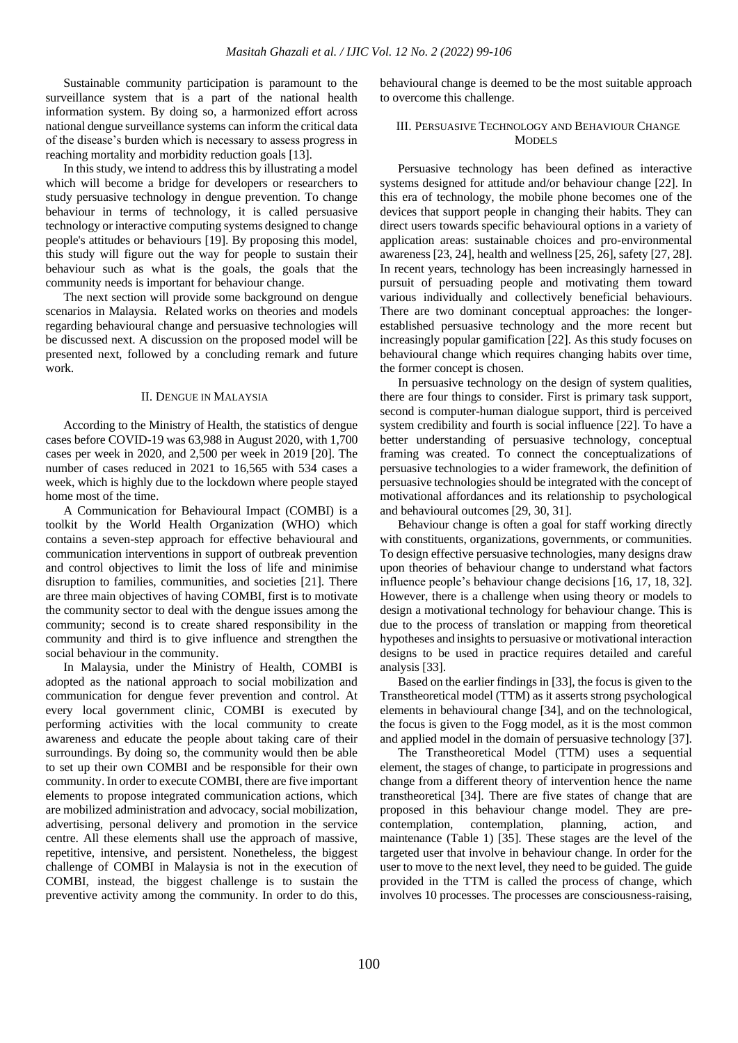Sustainable community participation is paramount to the surveillance system that is a part of the national health information system. By doing so, a harmonized effort across national dengue surveillance systems can inform the critical data of the disease's burden which is necessary to assess progress in reaching mortality and morbidity reduction goals [13].

In this study, we intend to address this by illustrating a model which will become a bridge for developers or researchers to study persuasive technology in dengue prevention. To change behaviour in terms of technology, it is called persuasive technology or interactive computing systems designed to change people's attitudes or behaviours [19]. By proposing this model, this study will figure out the way for people to sustain their behaviour such as what is the goals, the goals that the community needs is important for behaviour change.

The next section will provide some background on dengue scenarios in Malaysia. Related works on theories and models regarding behavioural change and persuasive technologies will be discussed next. A discussion on the proposed model will be presented next, followed by a concluding remark and future work.

## II. Dengue in Malaysia

According to the Ministry of Health, the statistics of dengue cases before COVID-19 was 63,988 in August 2020, with 1,700 cases per week in 2020, and 2,500 per week in 2019 [20]. The number of cases reduced in 2021 to 16,565 with 534 cases a week, which is highly due to the lockdown where people stayed home most of the time.

A Communication for Behavioural Impact (COMBI) is a toolkit by the World Health Organization (WHO) which contains a seven-step approach for effective behavioural and communication interventions in support of outbreak prevention and control objectives to limit the loss of life and minimise disruption to families, communities, and societies [21]. There are three main objectives of having COMBI, first is to motivate the community sector to deal with the dengue issues among the community; second is to create shared responsibility in the community and third is to give influence and strengthen the social behaviour in the community.

In Malaysia, under the Ministry of Health, COMBI is adopted as the national approach to social mobilization and communication for dengue fever prevention and control. At every local government clinic, COMBI is executed by performing activities with the local community to create awareness and educate the people about taking care of their surroundings. By doing so, the community would then be able to set up their own COMBI and be responsible for their own community. In order to execute COMBI, there are five important elements to propose integrated communication actions, which are mobilized administration and advocacy, social mobilization, advertising, personal delivery and promotion in the service centre. All these elements shall use the approach of massive, repetitive, intensive, and persistent. Nonetheless, the biggest challenge of COMBI in Malaysia is not in the execution of COMBI, instead, the biggest challenge is to sustain the preventive activity among the community. In order to do this, behavioural change is deemed to be the most suitable approach to overcome this challenge.

## III. Persuasive Technology and Behaviour Change Models

Persuasive technology has been defined as interactive systems designed for attitude and/or behaviour change [22]. In this era of technology, the mobile phone becomes one of the devices that support people in changing their habits. They can direct users towards specific behavioural options in a variety of application areas: sustainable choices and pro-environmental awareness [23, 24], health and wellness [25, 26], safety [27, 28]. In recent years, technology has been increasingly harnessed in pursuit of persuading people and motivating them toward various individually and collectively beneficial behaviours. There are two dominant conceptual approaches: the longer-established persuasive technology and the more recent but increasingly popular gamification [22]. As this study focuses on behavioural change which requires changing habits over time, the former concept is chosen.

In persuasive technology on the design of system qualities, there are four things to consider. First is primary task support, second is computer-human dialogue support, third is perceived system credibility and fourth is social influence [22]. To have a better understanding of persuasive technology, conceptual framing was created. To connect the conceptualizations of persuasive technologies to a wider framework, the definition of persuasive technologies should be integrated with the concept of motivational affordances and its relationship to psychological and behavioural outcomes [29, 30, 31].

Behaviour change is often a goal for staff working directly with constituents, organizations, governments, or communities. To design effective persuasive technologies, many designs draw upon theories of behaviour change to understand what factors influence people's behaviour change decisions [16, 17, 18, 32]. However, there is a challenge when using theory or models to design a motivational technology for behaviour change. This is due to the process of translation or mapping from theoretical hypotheses and insights to persuasive or motivational interaction designs to be used in practice requires detailed and careful analysis [33].

Based on the earlier findings in [33], the focus is given to the Transtheoretical model (TTM) as it asserts strong psychological elements in behavioural change [34], and on the technological, the focus is given to the Fogg model, as it is the most common and applied model in the domain of persuasive technology [37].

The Transtheoretical Model (TTM) uses a sequential element, the stages of change, to participate in progressions and change from a different theory of intervention hence the name transtheoretical [34]. There are five states of change that are proposed in this behaviour change model. They are pre-contemplation, contemplation, planning, action, and maintenance (Table 1) [35]. These stages are the level of the targeted user that involve in behaviour change. In order for the user to move to the next level, they need to be guided. The guide provided in the TTM is called the process of change, which involves 10 processes. The processes are consciousness-raising,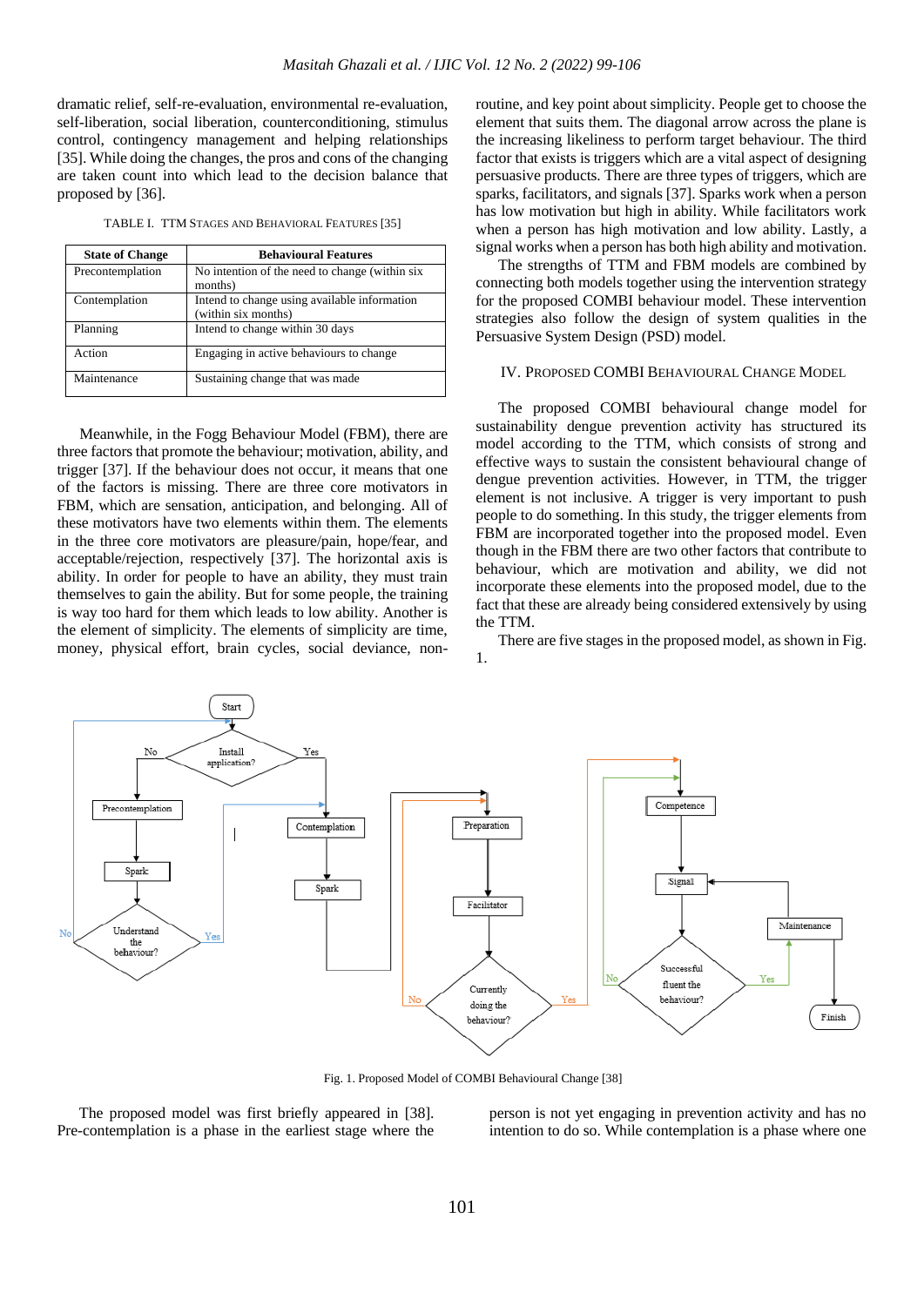dramatic relief, self-re-evaluation, environmental re-evaluation, self-liberation, social liberation, counterconditioning, stimulus control, contingency management and helping relationships [35]. While doing the changes, the pros and cons of the changing are taken count into which lead to the decision balance that proposed by [36].

TABLE I. TTM STAGES AND BEHAVIORAL FEATURES [35]

| State of Change | Behavioural Features |
|---|---|
| Precontemplation | No intention of the need to change (within six months) |
| Contemplation | Intend to change using available information (within six months) |
| Planning | Intend to change within 30 days |
| Action | Engaging in active behaviours to change |
| Maintenance | Sustaining change that was made |

Meanwhile, in the Fogg Behaviour Model (FBM), there are three factors that promote the behaviour; motivation, ability, and trigger [37]. If the behaviour does not occur, it means that one of the factors is missing. There are three core motivators in FBM, which are sensation, anticipation, and belonging. All of these motivators have two elements within them. The elements in the three core motivators are pleasure/pain, hope/fear, and acceptable/rejection, respectively [37]. The horizontal axis is ability. In order for people to have an ability, they must train themselves to gain the ability. But for some people, the training is way too hard for them which leads to low ability. Another is the element of simplicity. The elements of simplicity are time, money, physical effort, brain cycles, social deviance, non-routine, and key point about simplicity. People get to choose the element that suits them. The diagonal arrow across the plane is the increasing likeliness to perform target behaviour. The third factor that exists is triggers which are a vital aspect of designing persuasive products. There are three types of triggers, which are sparks, facilitators, and signals [37]. Sparks work when a person has low motivation but high in ability. While facilitators work when a person has high motivation and low ability. Lastly, a signal works when a person has both high ability and motivation.

The strengths of TTM and FBM models are combined by connecting both models together using the intervention strategy for the proposed COMBI behaviour model. These intervention strategies also follow the design of system qualities in the Persuasive System Design (PSD) model.

## IV. PROPOSED COMBI BEHAVIOURAL CHANGE MODEL

The proposed COMBI behavioural change model for sustainability dengue prevention activity has structured its model according to the TTM, which consists of strong and effective ways to sustain the consistent behavioural change of dengue prevention activities. However, in TTM, the trigger element is not inclusive. A trigger is very important to push people to do something. In this study, the trigger elements from FBM are incorporated together into the proposed model. Even though in the FBM there are two other factors that contribute to behaviour, which are motivation and ability, we did not incorporate these elements into the proposed model, due to the fact that these are already being considered extensively by using the TTM.

There are five stages in the proposed model, as shown in Fig. 1.

Fig. 1. Proposed Model of COMBI Behavioural Change [38]

The proposed model was first briefly appeared in [38]. Pre-contemplation is a phase in the earliest stage where the person is not yet engaging in prevention activity and has no intention to do so. While contemplation is a phase where one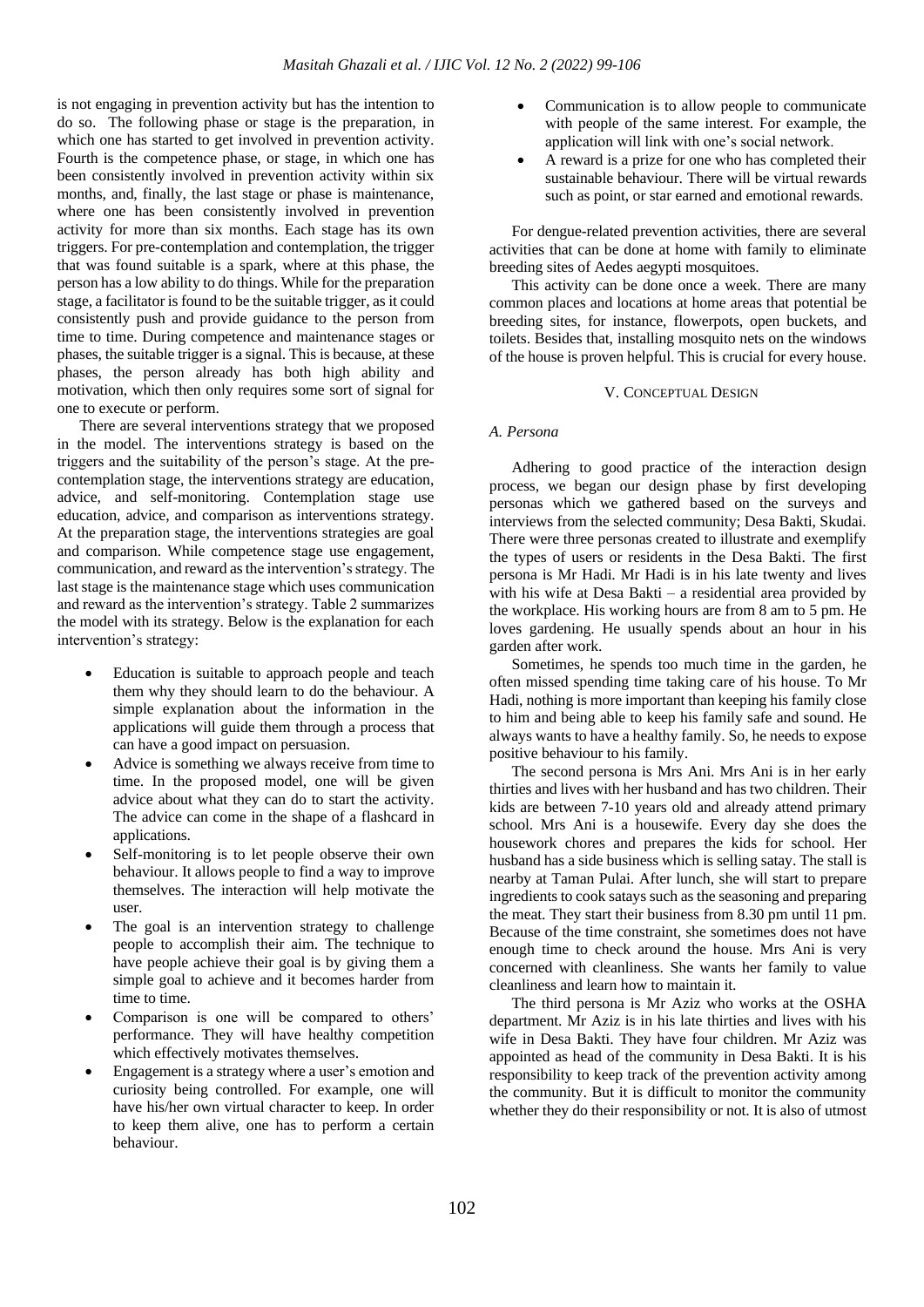is not engaging in prevention activity but has the intention to do so. The following phase or stage is the preparation, in which one has started to get involved in prevention activity. Fourth is the competence phase, or stage, in which one has been consistently involved in prevention activity within six months, and, finally, the last stage or phase is maintenance, where one has been consistently involved in prevention activity for more than six months. Each stage has its own triggers. For pre-contemplation and contemplation, the trigger that was found suitable is a spark, where at this phase, the person has a low ability to do things. While for the preparation stage, a facilitator is found to be the suitable trigger, as it could consistently push and provide guidance to the person from time to time. During competence and maintenance stages or phases, the suitable trigger is a signal. This is because, at these phases, the person already has both high ability and motivation, which then only requires some sort of signal for one to execute or perform.

There are several interventions strategy that we proposed in the model. The interventions strategy is based on the triggers and the suitability of the person's stage. At the pre-contemplation stage, the interventions strategy are education, advice, and self-monitoring. Contemplation stage use education, advice, and comparison as interventions strategy. At the preparation stage, the interventions strategies are goal and comparison. While competence stage use engagement, communication, and reward as the intervention's strategy. The last stage is the maintenance stage which uses communication and reward as the intervention's strategy. Table 2 summarizes the model with its strategy. Below is the explanation for each intervention's strategy:

- Education is suitable to approach people and teach them why they should learn to do the behaviour. A simple explanation about the information in the applications will guide them through a process that can have a good impact on persuasion.
- Advice is something we always receive from time to time. In the proposed model, one will be given advice about what they can do to start the activity. The advice can come in the shape of a flashcard in applications.
- Self-monitoring is to let people observe their own behaviour. It allows people to find a way to improve themselves. The interaction will help motivate the user.
- The goal is an intervention strategy to challenge people to accomplish their aim. The technique to have people achieve their goal is by giving them a simple goal to achieve and it becomes harder from time to time.
- Comparison is one will be compared to others' performance. They will have healthy competition which effectively motivates themselves.
- Engagement is a strategy where a user's emotion and curiosity being controlled. For example, one will have his/her own virtual character to keep. In order to keep them alive, one has to perform a certain behaviour.
- Communication is to allow people to communicate with people of the same interest. For example, the application will link with one's social network.
- A reward is a prize for one who has completed their sustainable behaviour. There will be virtual rewards such as point, or star earned and emotional rewards.

For dengue-related prevention activities, there are several activities that can be done at home with family to eliminate breeding sites of Aedes aegypti mosquitoes.

This activity can be done once a week. There are many common places and locations at home areas that potential be breeding sites, for instance, flowerpots, open buckets, and toilets. Besides that, installing mosquito nets on the windows of the house is proven helpful. This is crucial for every house.

## V. Conceptual Design

### *A. Persona*

Adhering to good practice of the interaction design process, we began our design phase by first developing personas which we gathered based on the surveys and interviews from the selected community; Desa Bakti, Skudai. There were three personas created to illustrate and exemplify the types of users or residents in the Desa Bakti. The first persona is Mr Hadi. Mr Hadi is in his late twenty and lives with his wife at Desa Bakti – a residential area provided by the workplace. His working hours are from 8 am to 5 pm. He loves gardening. He usually spends about an hour in his garden after work.

Sometimes, he spends too much time in the garden, he often missed spending time taking care of his house. To Mr Hadi, nothing is more important than keeping his family close to him and being able to keep his family safe and sound. He always wants to have a healthy family. So, he needs to expose positive behaviour to his family.

The second persona is Mrs Ani. Mrs Ani is in her early thirties and lives with her husband and has two children. Their kids are between 7-10 years old and already attend primary school. Mrs Ani is a housewife. Every day she does the housework chores and prepares the kids for school. Her husband has a side business which is selling satay. The stall is nearby at Taman Pulai. After lunch, she will start to prepare ingredients to cook satays such as the seasoning and preparing the meat. They start their business from 8.30 pm until 11 pm. Because of the time constraint, she sometimes does not have enough time to check around the house. Mrs Ani is very concerned with cleanliness. She wants her family to value cleanliness and learn how to maintain it.

The third persona is Mr Aziz who works at the OSHA department. Mr Aziz is in his late thirties and lives with his wife in Desa Bakti. They have four children. Mr Aziz was appointed as head of the community in Desa Bakti. It is his responsibility to keep track of the prevention activity among the community. But it is difficult to monitor the community whether they do their responsibility or not. It is also of utmost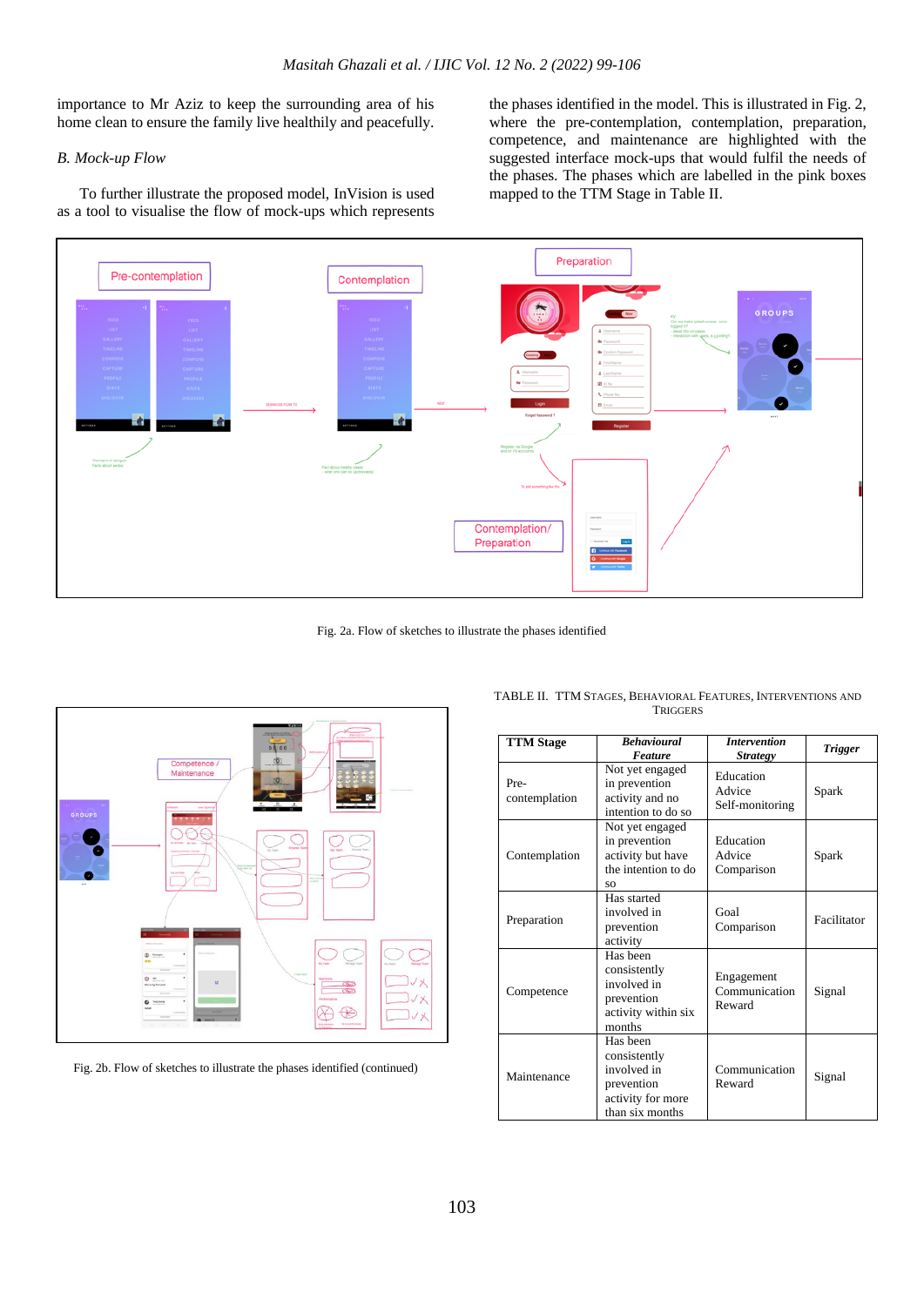importance to Mr Aziz to keep the surrounding area of his home clean to ensure the family live healthily and peacefully.

### B. Mock-up Flow

To further illustrate the proposed model, InVision is used as a tool to visualise the flow of mock-ups which represents the phases identified in the model. This is illustrated in Fig. 2, where the pre-contemplation, contemplation, preparation, competence, and maintenance are highlighted with the suggested interface mock-ups that would fulfil the needs of the phases. The phases which are labelled in the pink boxes mapped to the TTM Stage in Table II.

Fig. 2a. Flow of sketches to illustrate the phases identified

Fig. 2b. Flow of sketches to illustrate the phases identified (continued)

TABLE II. TTM STAGES, BEHAVIORAL FEATURES, INTERVENTIONS AND TRIGGERS

| TTM Stage | *Behavioural Feature* | *Intervention Strategy* | *Trigger* |
|---|---|---|---|
| Pre-contemplation | Not yet engaged in prevention activity and no intention to do so | Education Advice Self-monitoring | Spark |
| Contemplation | Not yet engaged in prevention activity but have the intention to do so | Education Advice Comparison | Spark |
| Preparation | Has started involved in prevention activity | Goal Comparison | Facilitator |
| Competence | Has been consistently involved in prevention activity within six months | Engagement Communication Reward | Signal |
| Maintenance | Has been consistently involved in prevention activity for more than six months | Communication Reward | Signal |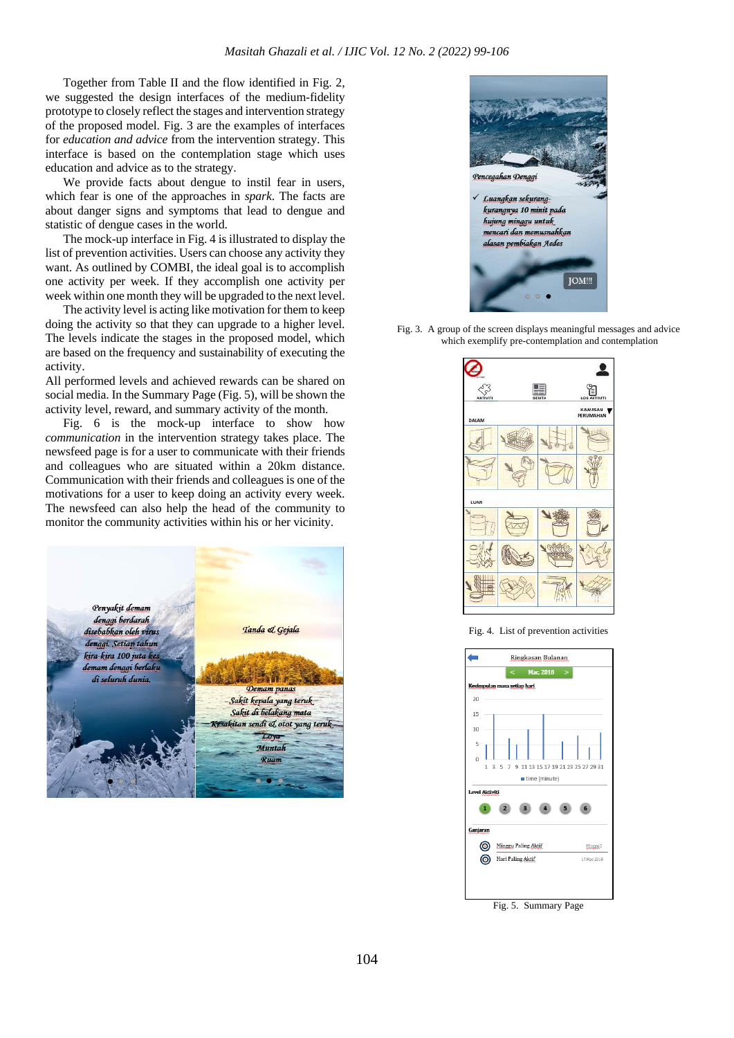Together from Table II and the flow identified in Fig. 2, we suggested the design interfaces of the medium-fidelity prototype to closely reflect the stages and intervention strategy of the proposed model. Fig. 3 are the examples of interfaces for *education and advice* from the intervention strategy. This interface is based on the contemplation stage which uses education and advice as to the strategy.

We provide facts about dengue to instil fear in users, which fear is one of the approaches in *spark*. The facts are about danger signs and symptoms that lead to dengue and statistic of dengue cases in the world.

The mock-up interface in Fig. 4 is illustrated to display the list of prevention activities. Users can choose any activity they want. As outlined by COMBI, the ideal goal is to accomplish one activity per week. If they accomplish one activity per week within one month they will be upgraded to the next level.

The activity level is acting like motivation for them to keep doing the activity so that they can upgrade to a higher level. The levels indicate the stages in the proposed model, which are based on the frequency and sustainability of executing the activity.

All performed levels and achieved rewards can be shared on social media. In the Summary Page (Fig. 5), will be shown the activity level, reward, and summary activity of the month.

Fig. 6 is the mock-up interface to show how *communication* in the intervention strategy takes place. The newsfeed page is for a user to communicate with their friends and colleagues who are situated within a 20km distance. Communication with their friends and colleagues is one of the motivations for a user to keep doing an activity every week. The newsfeed can also help the head of the community to monitor the community activities within his or her vicinity.

Fig. 3. A group of the screen displays meaningful messages and advice which exemplify pre-contemplation and contemplation

Fig. 4. List of prevention activities

Fig. 5. Summary Page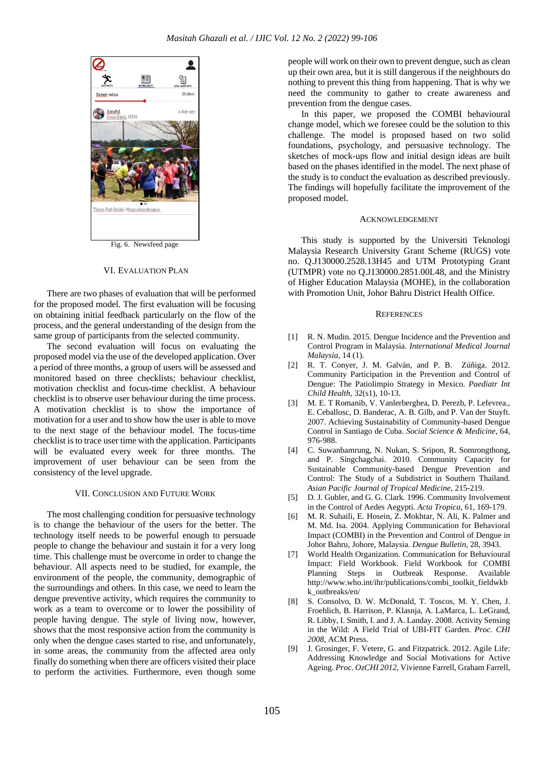Fig. 6. Newsfeed page

## VI. Evaluation Plan

There are two phases of evaluation that will be performed for the proposed model. The first evaluation will be focusing on obtaining initial feedback particularly on the flow of the process, and the general understanding of the design from the same group of participants from the selected community.

The second evaluation will focus on evaluating the proposed model via the use of the developed application. Over a period of three months, a group of users will be assessed and monitored based on three checklists; behaviour checklist, motivation checklist and focus-time checklist. A behaviour checklist is to observe user behaviour during the time process. A motivation checklist is to show the importance of motivation for a user and to show how the user is able to move to the next stage of the behaviour model. The focus-time checklist is to trace user time with the application. Participants will be evaluated every week for three months. The improvement of user behaviour can be seen from the consistency of the level upgrade.

## VII. Conclusion and Future Work

The most challenging condition for persuasive technology is to change the behaviour of the users for the better. The technology itself needs to be powerful enough to persuade people to change the behaviour and sustain it for a very long time. This challenge must be overcome in order to change the behaviour. All aspects need to be studied, for example, the environment of the people, the community, demographic of the surroundings and others. In this case, we need to learn the dengue preventive activity, which requires the community to work as a team to overcome or to lower the possibility of people having dengue. The style of living now, however, shows that the most responsive action from the community is only when the dengue cases started to rise, and unfortunately, in some areas, the community from the affected area only finally do something when there are officers visited their place to perform the activities. Furthermore, even though some people will work on their own to prevent dengue, such as clean up their own area, but it is still dangerous if the neighbours do nothing to prevent this thing from happening. That is why we need the community to gather to create awareness and prevention from the dengue cases.

In this paper, we proposed the COMBI behavioural change model, which we foresee could be the solution to this challenge. The model is proposed based on two solid foundations, psychology, and persuasive technology. The sketches of mock-ups flow and initial design ideas are built based on the phases identified in the model. The next phase of the study is to conduct the evaluation as described previously. The findings will hopefully facilitate the improvement of the proposed model.

## Acknowledgement

This study is supported by the Universiti Teknologi Malaysia Research University Grant Scheme (RUGS) vote no. Q.J130000.2528.13H45 and UTM Prototyping Grant (UTMPR) vote no Q.J130000.2851.00L48, and the Ministry of Higher Education Malaysia (MOHE), in the collaboration with Promotion Unit, Johor Bahru District Health Office.

## References

[1] R. N. Mudin. 2015. Dengue Incidence and the Prevention and Control Program in Malaysia. *International Medical Journal Malaysia,* 14 (1).

[2] R. T. Conyer, J. M. Galván, and P. B. Zúñiga. 2012. Community Participation in the Prevention and Control of Dengue: The Patiolimpio Strategy in Mexico. *Paediatr Int Child Health*, 32(s1), 10-13.

[3] M. E. T Romanib, V. Vanlerberghea, D. Perezb, P. Lefevrea., E. Ceballosc, D. Banderac, A. B. Gilb, and P. Van der Stuyft. 2007. Achieving Sustainability of Community-based Dengue Control in Santiago de Cuba. *Social Science & Medicine,* 64, 976-988.

[4] C. Suwanbamrung, N. Nukan, S. Sripon, R. Somrongthong, and P. Singchagchai. 2010. Community Capacity for Sustainable Community-based Dengue Prevention and Control: The Study of a Subdistrict in Southern Thailand. *Asian Pacific Journal of Tropical Medicine,* 215-219.

[5] D. J. Gubler, and G. G. Clark. 1996. Community Involvement in the Control of Aedes Aegypti. *Acta Tropica*, 61, 169-179.

[6] M. R. Suhaili, E. Hosein, Z. Mokhtar, N. Ali, K. Palmer and M. Md. Isa. 2004. Applying Communication for Behavioral Impact (COMBI) in the Prevention and Control of Dengue in Johor Bahru, Johore, Malaysia. *Dengue Bulletin*, 28, 3943.

[7] World Health Organization. Communication for Behavioural Impact: Field Workbook. Field Workbook for COMBI Planning Steps in Outbreak Response. Available http://www.who.int/ihr/publications/combi_toolkit_fieldwbk_outbreaks/en/

[8] S. Consolvo, D. W. McDonald, T. Toscos, M. Y. Chen, J. Froehlich, B. Harrison, P. Klasnja, A. LaMarca, L. LeGrand, R. Libby, I. Smith, I. and J. A. Landay. 2008. Activity Sensing in the Wild: A Field Trial of UBI-FIT Garden. *Proc. CHI 2008*, ACM Press.

[9] J. Grosinger, F. Vetere, G. and Fitzpatrick. 2012. Agile Life: Addressing Knowledge and Social Motivations for Active Ageing. *Proc. OzCHI 2012,* Vivienne Farrell, Graham Farrell,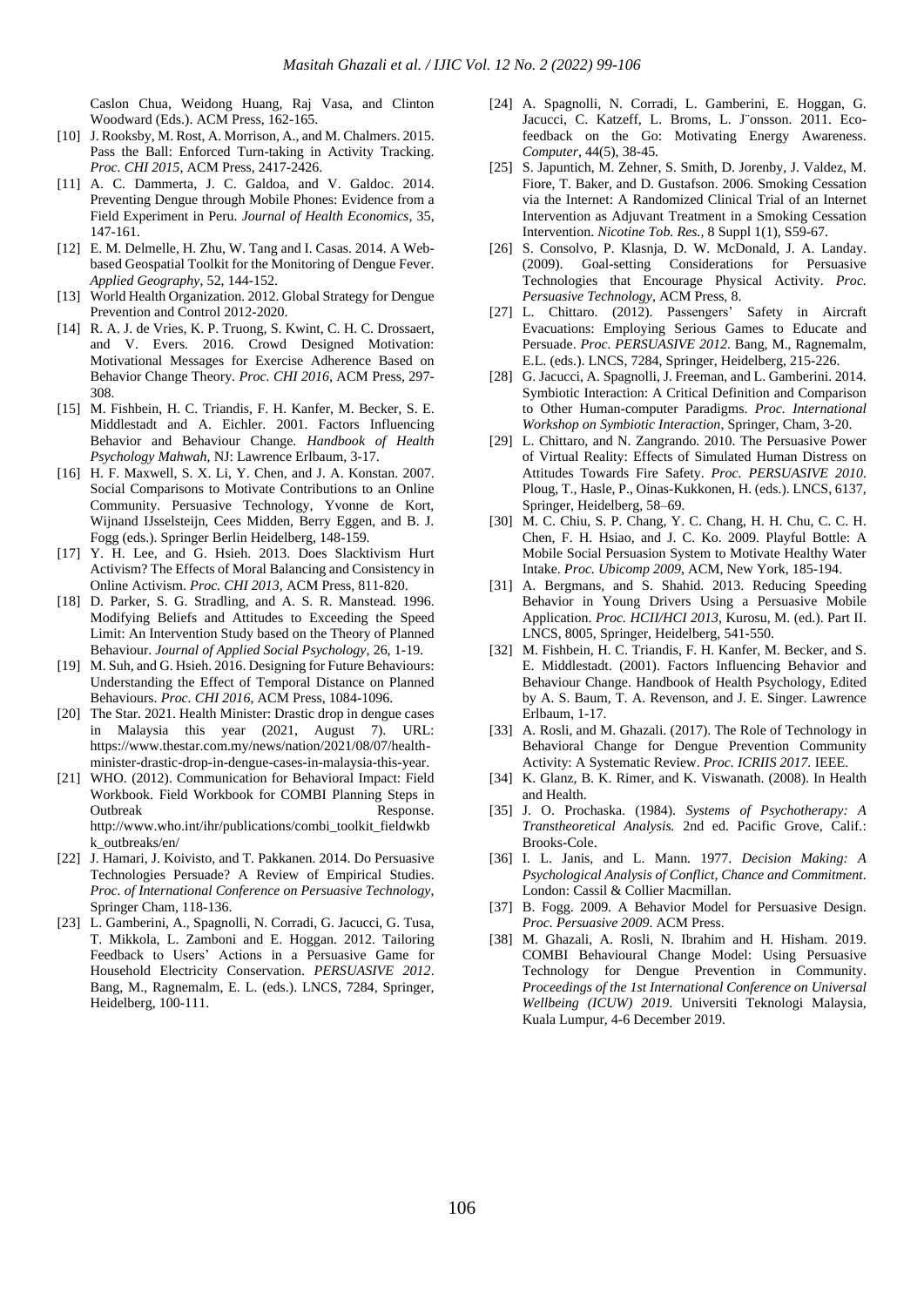Caslon Chua, Weidong Huang, Raj Vasa, and Clinton Woodward (Eds.). ACM Press, 162-165.

[10] J. Rooksby, M. Rost, A. Morrison, A., and M. Chalmers. 2015. Pass the Ball: Enforced Turn-taking in Activity Tracking. *Proc. CHI 2015*, ACM Press, 2417-2426.

[11] A. C. Dammerta, J. C. Galdoa, and V. Galdoc. 2014. Preventing Dengue through Mobile Phones: Evidence from a Field Experiment in Peru. *Journal of Health Economics*, 35, 147-161.

[12] E. M. Delmelle, H. Zhu, W. Tang and I. Casas. 2014. A Web-based Geospatial Toolkit for the Monitoring of Dengue Fever. *Applied Geography*, 52, 144-152.

[13] World Health Organization. 2012. Global Strategy for Dengue Prevention and Control 2012-2020.

[14] R. A. J. de Vries, K. P. Truong, S. Kwint, C. H. C. Drossaert, and V. Evers. 2016. Crowd Designed Motivation: Motivational Messages for Exercise Adherence Based on Behavior Change Theory. *Proc. CHI 2016*, ACM Press, 297-308.

[15] M. Fishbein, H. C. Triandis, F. H. Kanfer, M. Becker, S. E. Middlestadt and A. Eichler. 2001. Factors Influencing Behavior and Behaviour Change. *Handbook of Health Psychology Mahwah*, NJ: Lawrence Erlbaum, 3-17.

[16] H. F. Maxwell, S. X. Li, Y. Chen, and J. A. Konstan. 2007. Social Comparisons to Motivate Contributions to an Online Community. Persuasive Technology, Yvonne de Kort, Wijnand IJsselsteijn, Cees Midden, Berry Eggen, and B. J. Fogg (eds.). Springer Berlin Heidelberg, 148-159.

[17] Y. H. Lee, and G. Hsieh. 2013. Does Slacktivism Hurt Activism? The Effects of Moral Balancing and Consistency in Online Activism. *Proc. CHI 2013*, ACM Press, 811-820.

[18] D. Parker, S. G. Stradling, and A. S. R. Manstead. 1996. Modifying Beliefs and Attitudes to Exceeding the Speed Limit: An Intervention Study based on the Theory of Planned Behaviour. *Journal of Applied Social Psychology*, 26, 1-19.

[19] M. Suh, and G. Hsieh. 2016. Designing for Future Behaviours: Understanding the Effect of Temporal Distance on Planned Behaviours. *Proc. CHI 2016*, ACM Press, 1084-1096.

[20] The Star. 2021. Health Minister: Drastic drop in dengue cases in Malaysia this year (2021, August 7). URL: https://www.thestar.com.my/news/nation/2021/08/07/health-minister-drastic-drop-in-dengue-cases-in-malaysia-this-year.

[21] WHO. (2012). Communication for Behavioral Impact: Field Workbook. Field Workbook for COMBI Planning Steps in Outbreak Response. http://www.who.int/ihr/publications/combi_toolkit_fieldwkbk_outbreaks/en/

[22] J. Hamari, J. Koivisto, and T. Pakkanen. 2014. Do Persuasive Technologies Persuade? A Review of Empirical Studies. *Proc. of International Conference on Persuasive Technology*, Springer Cham, 118-136.

[23] L. Gamberini, A., Spagnolli, N. Corradi, G. Jacucci, G. Tusa, T. Mikkola, L. Zamboni and E. Hoggan. 2012. Tailoring Feedback to Users' Actions in a Persuasive Game for Household Electricity Conservation. *PERSUASIVE 2012*. Bang, M., Ragnemalm, E. L. (eds.). LNCS, 7284, Springer, Heidelberg, 100-111.

[24] A. Spagnolli, N. Corradi, L. Gamberini, E. Hoggan, G. Jacucci, C. Katzeff, L. Broms, L. J¨onsson. 2011. Eco-feedback on the Go: Motivating Energy Awareness. *Computer*, 44(5), 38-45.

[25] S. Japuntich, M. Zehner, S. Smith, D. Jorenby, J. Valdez, M. Fiore, T. Baker, and D. Gustafson. 2006. Smoking Cessation via the Internet: A Randomized Clinical Trial of an Internet Intervention as Adjuvant Treatment in a Smoking Cessation Intervention. *Nicotine Tob. Res.*, 8 Suppl 1(1), S59-67.

[26] S. Consolvo, P. Klasnja, D. W. McDonald, J. A. Landay. (2009). Goal-setting Considerations for Persuasive Technologies that Encourage Physical Activity. *Proc. Persuasive Technology*, ACM Press, 8.

[27] L. Chittaro. (2012). Passengers' Safety in Aircraft Evacuations: Employing Serious Games to Educate and Persuade. *Proc. PERSUASIVE 2012*. Bang, M., Ragnemalm, E.L. (eds.). LNCS, 7284, Springer, Heidelberg, 215-226.

[28] G. Jacucci, A. Spagnolli, J. Freeman, and L. Gamberini. 2014. Symbiotic Interaction: A Critical Definition and Comparison to Other Human-computer Paradigms. *Proc. International Workshop on Symbiotic Interaction*, Springer, Cham, 3-20.

[29] L. Chittaro, and N. Zangrando. 2010. The Persuasive Power of Virtual Reality: Effects of Simulated Human Distress on Attitudes Towards Fire Safety. *Proc. PERSUASIVE 2010*. Ploug, T., Hasle, P., Oinas-Kukkonen, H. (eds.). LNCS, 6137, Springer, Heidelberg, 58–69.

[30] M. C. Chiu, S. P. Chang, Y. C. Chang, H. H. Chu, C. C. H. Chen, F. H. Hsiao, and J. C. Ko. 2009. Playful Bottle: A Mobile Social Persuasion System to Motivate Healthy Water Intake. *Proc. Ubicomp 2009*, ACM, New York, 185-194.

[31] A. Bergmans, and S. Shahid. 2013. Reducing Speeding Behavior in Young Drivers Using a Persuasive Mobile Application. *Proc. HCII/HCI 2013*, Kurosu, M. (ed.). Part II. LNCS, 8005, Springer, Heidelberg, 541-550.

[32] M. Fishbein, H. C. Triandis, F. H. Kanfer, M. Becker, and S. E. Middlestadt. (2001). Factors Influencing Behavior and Behaviour Change. Handbook of Health Psychology, Edited by A. S. Baum, T. A. Revenson, and J. E. Singer. Lawrence Erlbaum, 1-17.

[33] A. Rosli, and M. Ghazali. (2017). The Role of Technology in Behavioral Change for Dengue Prevention Community Activity: A Systematic Review. *Proc. ICRIIS 2017.* IEEE.

[34] K. Glanz, B. K. Rimer, and K. Viswanath. (2008). In Health and Health.

[35] J. O. Prochaska. (1984). *Systems of Psychotherapy: A Transtheoretical Analysis.* 2nd ed. Pacific Grove, Calif.: Brooks-Cole.

[36] I. L. Janis, and L. Mann. 1977. *Decision Making: A Psychological Analysis of Conflict, Chance and Commitment*. London: Cassil & Collier Macmillan.

[37] B. Fogg. 2009. A Behavior Model for Persuasive Design. *Proc. Persuasive 2009*. ACM Press.

[38] M. Ghazali, A. Rosli, N. Ibrahim and H. Hisham. 2019. COMBI Behavioural Change Model: Using Persuasive Technology for Dengue Prevention in Community. *Proceedings of the 1st International Conference on Universal Wellbeing (ICUW) 2019*. Universiti Teknologi Malaysia, Kuala Lumpur, 4-6 December 2019.